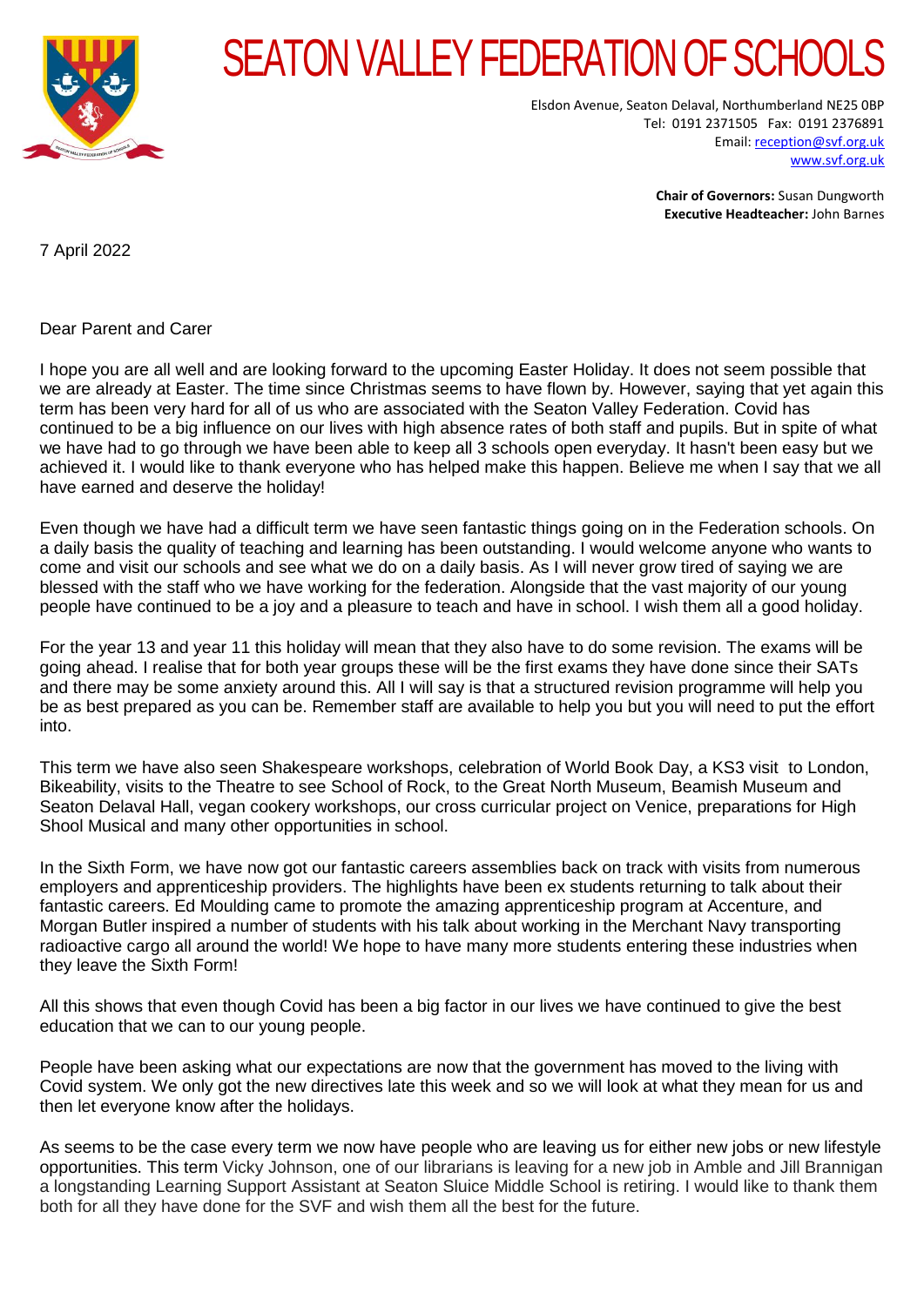# SEATON VALLEY FEDERATION OF SCHOOLS

Elsdon Avenue, Seaton Delaval, Northumberland NE25 0BP
Tel: 0191 2371505 Fax: 0191 2376891
Email: reception@svf.org.uk
www.svf.org.uk

**Chair of Governors:** Susan Dungworth
**Executive Headteacher:** John Barnes

7 April 2022

Dear Parent and Carer

I hope you are all well and are looking forward to the upcoming Easter Holiday. It does not seem possible that we are already at Easter. The time since Christmas seems to have flown by. However, saying that yet again this term has been very hard for all of us who are associated with the Seaton Valley Federation. Covid has continued to be a big influence on our lives with high absence rates of both staff and pupils. But in spite of what we have had to go through we have been able to keep all 3 schools open everyday. It hasn't been easy but we achieved it. I would like to thank everyone who has helped make this happen. Believe me when I say that we all have earned and deserve the holiday!

Even though we have had a difficult term we have seen fantastic things going on in the Federation schools. On a daily basis the quality of teaching and learning has been outstanding. I would welcome anyone who wants to come and visit our schools and see what we do on a daily basis. As I will never grow tired of saying we are blessed with the staff who we have working for the federation. Alongside that the vast majority of our young people have continued to be a joy and a pleasure to teach and have in school. I wish them all a good holiday.

For the year 13 and year 11 this holiday will mean that they also have to do some revision. The exams will be going ahead. I realise that for both year groups these will be the first exams they have done since their SATs and there may be some anxiety around this. All I will say is that a structured revision programme will help you be as best prepared as you can be. Remember staff are available to help you but you will need to put the effort into.

This term we have also seen Shakespeare workshops, celebration of World Book Day, a KS3 visit to London, Bikeability, visits to the Theatre to see School of Rock, to the Great North Museum, Beamish Museum and Seaton Delaval Hall, vegan cookery workshops, our cross curricular project on Venice, preparations for High Shool Musical and many other opportunities in school.

In the Sixth Form, we have now got our fantastic careers assemblies back on track with visits from numerous employers and apprenticeship providers. The highlights have been ex students returning to talk about their fantastic careers. Ed Moulding came to promote the amazing apprenticeship program at Accenture, and Morgan Butler inspired a number of students with his talk about working in the Merchant Navy transporting radioactive cargo all around the world! We hope to have many more students entering these industries when they leave the Sixth Form!

All this shows that even though Covid has been a big factor in our lives we have continued to give the best education that we can to our young people.

People have been asking what our expectations are now that the government has moved to the living with Covid system. We only got the new directives late this week and so we will look at what they mean for us and then let everyone know after the holidays.

As seems to be the case every term we now have people who are leaving us for either new jobs or new lifestyle opportunities. This term Vicky Johnson, one of our librarians is leaving for a new job in Amble and Jill Brannigan a longstanding Learning Support Assistant at Seaton Sluice Middle School is retiring. I would like to thank them both for all they have done for the SVF and wish them all the best for the future.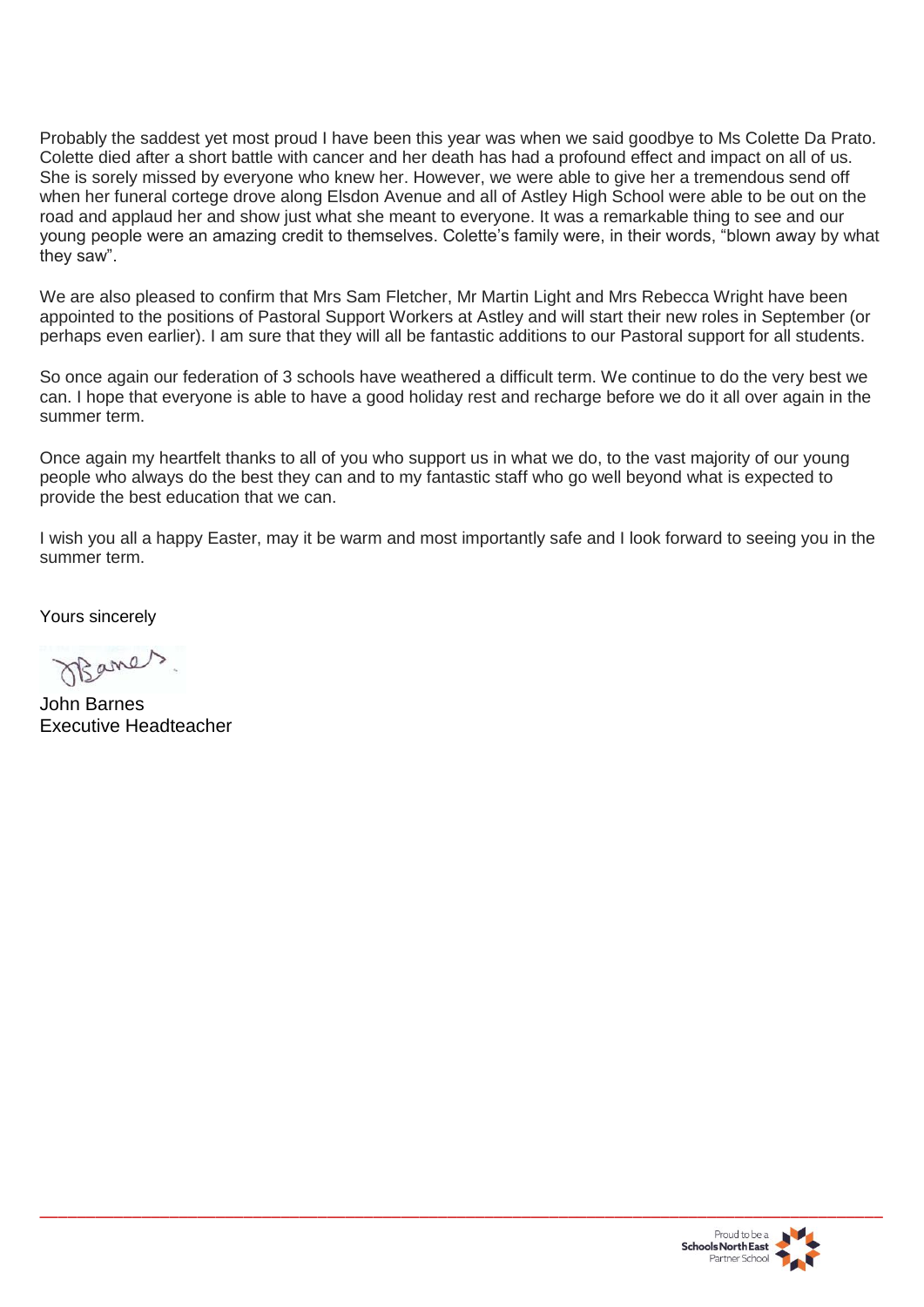Probably the saddest yet most proud I have been this year was when we said goodbye to Ms Colette Da Prato. Colette died after a short battle with cancer and her death has had a profound effect and impact on all of us. She is sorely missed by everyone who knew her. However, we were able to give her a tremendous send off when her funeral cortege drove along Elsdon Avenue and all of Astley High School were able to be out on the road and applaud her and show just what she meant to everyone. It was a remarkable thing to see and our young people were an amazing credit to themselves. Colette's family were, in their words, "blown away by what they saw".

We are also pleased to confirm that Mrs Sam Fletcher, Mr Martin Light and Mrs Rebecca Wright have been appointed to the positions of Pastoral Support Workers at Astley and will start their new roles in September (or perhaps even earlier). I am sure that they will all be fantastic additions to our Pastoral support for all students.

So once again our federation of 3 schools have weathered a difficult term. We continue to do the very best we can. I hope that everyone is able to have a good holiday rest and recharge before we do it all over again in the summer term.

Once again my heartfelt thanks to all of you who support us in what we do, to the vast majority of our young people who always do the best they can and to my fantastic staff who go well beyond what is expected to provide the best education that we can.

I wish you all a happy Easter, may it be warm and most importantly safe and I look forward to seeing you in the summer term.

Yours sincerely

J Barnes

John Barnes
Executive Headteacher

Proud to be a Schools North East Partner School